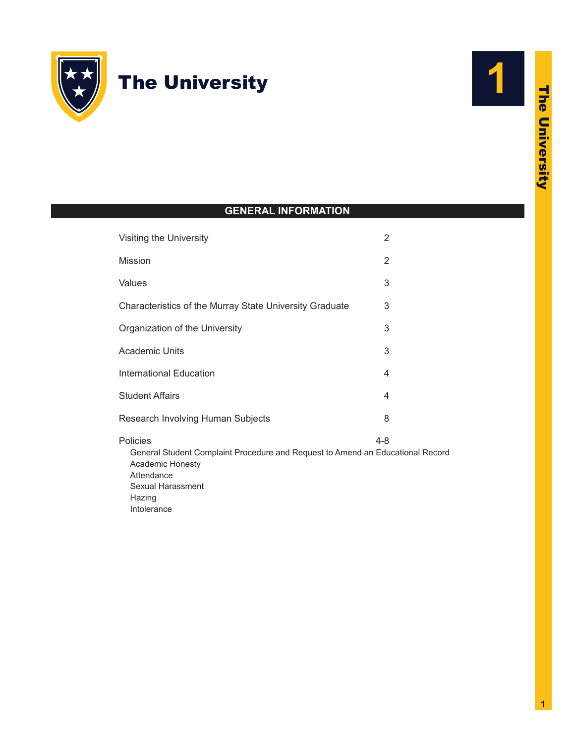# The University

## GENERAL INFORMATION

| | |
|---|---|
| Visiting the University | 2 |
| Mission | 2 |
| Values | 3 |
| Characteristics of the Murray State University Graduate | 3 |
| Organization of the University | 3 |
| Academic Units | 3 |
| International Education | 4 |
| Student Affairs | 4 |
| Research Involving Human Subjects | 8 |
| Policies | 4-8 |

- General Student Complaint Procedure and Request to Amend an Educational Record
- Academic Honesty
- Attendance
- Sexual Harassment
- Hazing
- Intolerance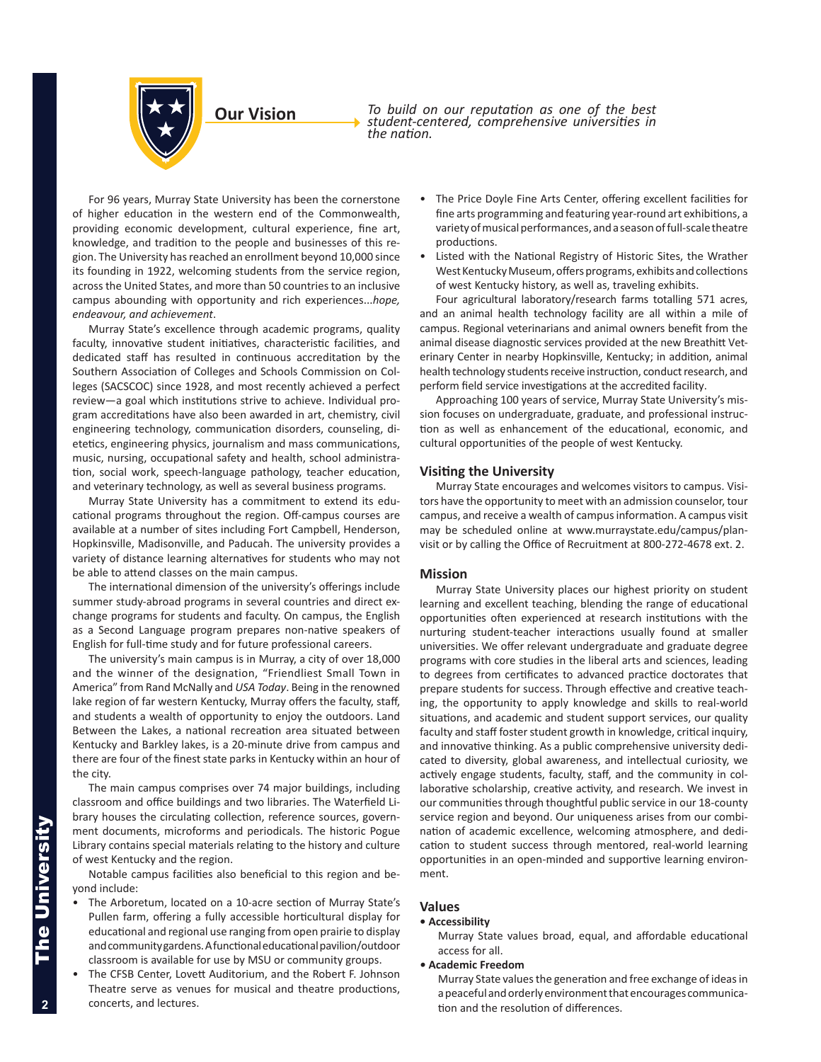## Our Vision

*To build on our reputation as one of the best student-centered, comprehensive universities in the nation.*

For 96 years, Murray State University has been the cornerstone of higher education in the western end of the Commonwealth, providing economic development, cultural experience, fine art, knowledge, and tradition to the people and businesses of this region. The University has reached an enrollment beyond 10,000 since its founding in 1922, welcoming students from the service region, across the United States, and more than 50 countries to an inclusive campus abounding with opportunity and rich experiences...*hope, endeavour, and achievement*.

Murray State's excellence through academic programs, quality faculty, innovative student initiatives, characteristic facilities, and dedicated staff has resulted in continuous accreditation by the Southern Association of Colleges and Schools Commission on Colleges (SACSCOC) since 1928, and most recently achieved a perfect review—a goal which institutions strive to achieve. Individual program accreditations have also been awarded in art, chemistry, civil engineering technology, communication disorders, counseling, dietetics, engineering physics, journalism and mass communications, music, nursing, occupational safety and health, school administration, social work, speech-language pathology, teacher education, and veterinary technology, as well as several business programs.

Murray State University has a commitment to extend its educational programs throughout the region. Off-campus courses are available at a number of sites including Fort Campbell, Henderson, Hopkinsville, Madisonville, and Paducah. The university provides a variety of distance learning alternatives for students who may not be able to attend classes on the main campus.

The international dimension of the university's offerings include summer study-abroad programs in several countries and direct exchange programs for students and faculty. On campus, the English as a Second Language program prepares non-native speakers of English for full-time study and for future professional careers.

The university's main campus is in Murray, a city of over 18,000 and the winner of the designation, "Friendliest Small Town in America" from Rand McNally and *USA Today*. Being in the renowned lake region of far western Kentucky, Murray offers the faculty, staff, and students a wealth of opportunity to enjoy the outdoors. Land Between the Lakes, a national recreation area situated between Kentucky and Barkley lakes, is a 20-minute drive from campus and there are four of the finest state parks in Kentucky within an hour of the city.

The main campus comprises over 74 major buildings, including classroom and office buildings and two libraries. The Waterfield Library houses the circulating collection, reference sources, government documents, microforms and periodicals. The historic Pogue Library contains special materials relating to the history and culture of west Kentucky and the region.

Notable campus facilities also beneficial to this region and beyond include:

- The Arboretum, located on a 10-acre section of Murray State's Pullen farm, offering a fully accessible horticultural display for educational and regional use ranging from open prairie to display and community gardens. A functional educational pavilion/outdoor classroom is available for use by MSU or community groups.
- The CFSB Center, Lovett Auditorium, and the Robert F. Johnson Theatre serve as venues for musical and theatre productions, concerts, and lectures.
- The Price Doyle Fine Arts Center, offering excellent facilities for fine arts programming and featuring year-round art exhibitions, a variety of musical performances, and a season of full-scale theatre productions.
- Listed with the National Registry of Historic Sites, the Wrather West Kentucky Museum, offers programs, exhibits and collections of west Kentucky history, as well as, traveling exhibits.

Four agricultural laboratory/research farms totalling 571 acres, and an animal health technology facility are all within a mile of campus. Regional veterinarians and animal owners benefit from the animal disease diagnostic services provided at the new Breathitt Veterinary Center in nearby Hopkinsville, Kentucky; in addition, animal health technology students receive instruction, conduct research, and perform field service investigations at the accredited facility.

Approaching 100 years of service, Murray State University's mission focuses on undergraduate, graduate, and professional instruction as well as enhancement of the educational, economic, and cultural opportunities of the people of west Kentucky.

### Visiting the University

Murray State encourages and welcomes visitors to campus. Visitors have the opportunity to meet with an admission counselor, tour campus, and receive a wealth of campus information. A campus visit may be scheduled online at www.murraystate.edu/campus/planvisit or by calling the Office of Recruitment at 800-272-4678 ext. 2.

### Mission

Murray State University places our highest priority on student learning and excellent teaching, blending the range of educational opportunities often experienced at research institutions with the nurturing student-teacher interactions usually found at smaller universities. We offer relevant undergraduate and graduate degree programs with core studies in the liberal arts and sciences, leading to degrees from certificates to advanced practice doctorates that prepare students for success. Through effective and creative teaching, the opportunity to apply knowledge and skills to real-world situations, and academic and student support services, our quality faculty and staff foster student growth in knowledge, critical inquiry, and innovative thinking. As a public comprehensive university dedicated to diversity, global awareness, and intellectual curiosity, we actively engage students, faculty, staff, and the community in collaborative scholarship, creative activity, and research. We invest in our communities through thoughtful public service in our 18-county service region and beyond. Our uniqueness arises from our combination of academic excellence, welcoming atmosphere, and dedication to student success through mentored, real-world learning opportunities in an open-minded and supportive learning environment.

### Values

- **Accessibility**

  Murray State values broad, equal, and affordable educational access for all.

- **Academic Freedom**

  Murray State values the generation and free exchange of ideas in a peaceful and orderly environment that encourages communication and the resolution of differences.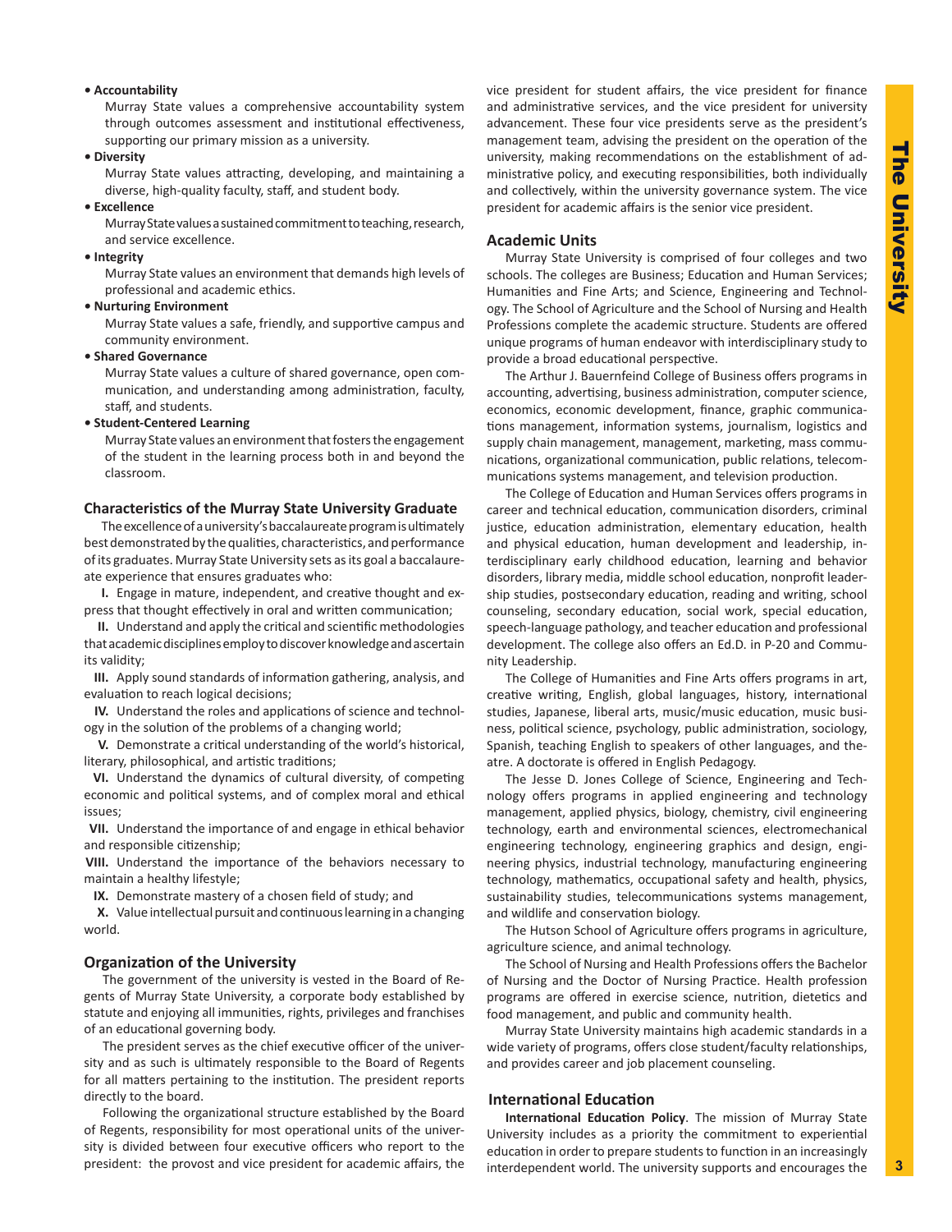- **Accountability**

  Murray State values a comprehensive accountability system through outcomes assessment and institutional effectiveness, supporting our primary mission as a university.
- **Diversity**

  Murray State values attracting, developing, and maintaining a diverse, high-quality faculty, staff, and student body.
- **Excellence**

  Murray State values a sustained commitment to teaching, research, and service excellence.
- **Integrity**

  Murray State values an environment that demands high levels of professional and academic ethics.
- **Nurturing Environment**

  Murray State values a safe, friendly, and supportive campus and community environment.
- **Shared Governance**

  Murray State values a culture of shared governance, open communication, and understanding among administration, faculty, staff, and students.
- **Student-Centered Learning**

  Murray State values an environment that fosters the engagement of the student in the learning process both in and beyond the classroom.

## Characteristics of the Murray State University Graduate

The excellence of a university's baccalaureate program is ultimately best demonstrated by the qualities, characteristics, and performance of its graduates. Murray State University sets as its goal a baccalaureate experience that ensures graduates who:

**I.** Engage in mature, independent, and creative thought and express that thought effectively in oral and written communication;

**II.** Understand and apply the critical and scientific methodologies that academic disciplines employ to discover knowledge and ascertain its validity;

**III.** Apply sound standards of information gathering, analysis, and evaluation to reach logical decisions;

**IV.** Understand the roles and applications of science and technology in the solution of the problems of a changing world;

**V.** Demonstrate a critical understanding of the world's historical, literary, philosophical, and artistic traditions;

**VI.** Understand the dynamics of cultural diversity, of competing economic and political systems, and of complex moral and ethical issues;

**VII.** Understand the importance of and engage in ethical behavior and responsible citizenship;

**VIII.** Understand the importance of the behaviors necessary to maintain a healthy lifestyle;

**IX.** Demonstrate mastery of a chosen field of study; and

**X.** Value intellectual pursuit and continuous learning in a changing world.

## Organization of the University

The government of the university is vested in the Board of Regents of Murray State University, a corporate body established by statute and enjoying all immunities, rights, privileges and franchises of an educational governing body.

The president serves as the chief executive officer of the university and as such is ultimately responsible to the Board of Regents for all matters pertaining to the institution. The president reports directly to the board.

Following the organizational structure established by the Board of Regents, responsibility for most operational units of the university is divided between four executive officers who report to the president: the provost and vice president for academic affairs, the vice president for student affairs, the vice president for finance and administrative services, and the vice president for university advancement. These four vice presidents serve as the president's management team, advising the president on the operation of the university, making recommendations on the establishment of administrative policy, and executing responsibilities, both individually and collectively, within the university governance system. The vice president for academic affairs is the senior vice president.

## Academic Units

Murray State University is comprised of four colleges and two schools. The colleges are Business; Education and Human Services; Humanities and Fine Arts; and Science, Engineering and Technology. The School of Agriculture and the School of Nursing and Health Professions complete the academic structure. Students are offered unique programs of human endeavor with interdisciplinary study to provide a broad educational perspective.

The Arthur J. Bauernfeind College of Business offers programs in accounting, advertising, business administration, computer science, economics, economic development, finance, graphic communications management, information systems, journalism, logistics and supply chain management, management, marketing, mass communications, organizational communication, public relations, telecommunications systems management, and television production.

The College of Education and Human Services offers programs in career and technical education, communication disorders, criminal justice, education administration, elementary education, health and physical education, human development and leadership, interdisciplinary early childhood education, learning and behavior disorders, library media, middle school education, nonprofit leadership studies, postsecondary education, reading and writing, school counseling, secondary education, social work, special education, speech-language pathology, and teacher education and professional development. The college also offers an Ed.D. in P-20 and Community Leadership.

The College of Humanities and Fine Arts offers programs in art, creative writing, English, global languages, history, international studies, Japanese, liberal arts, music/music education, music business, political science, psychology, public administration, sociology, Spanish, teaching English to speakers of other languages, and theatre. A doctorate is offered in English Pedagogy.

The Jesse D. Jones College of Science, Engineering and Technology offers programs in applied engineering and technology management, applied physics, biology, chemistry, civil engineering technology, earth and environmental sciences, electromechanical engineering technology, engineering graphics and design, engineering physics, industrial technology, manufacturing engineering technology, mathematics, occupational safety and health, physics, sustainability studies, telecommunications systems management, and wildlife and conservation biology.

The Hutson School of Agriculture offers programs in agriculture, agriculture science, and animal technology.

The School of Nursing and Health Professions offers the Bachelor of Nursing and the Doctor of Nursing Practice. Health profession programs are offered in exercise science, nutrition, dietetics and food management, and public and community health.

Murray State University maintains high academic standards in a wide variety of programs, offers close student/faculty relationships, and provides career and job placement counseling.

## International Education

**International Education Policy**. The mission of Murray State University includes as a priority the commitment to experiential education in order to prepare students to function in an increasingly interdependent world. The university supports and encourages the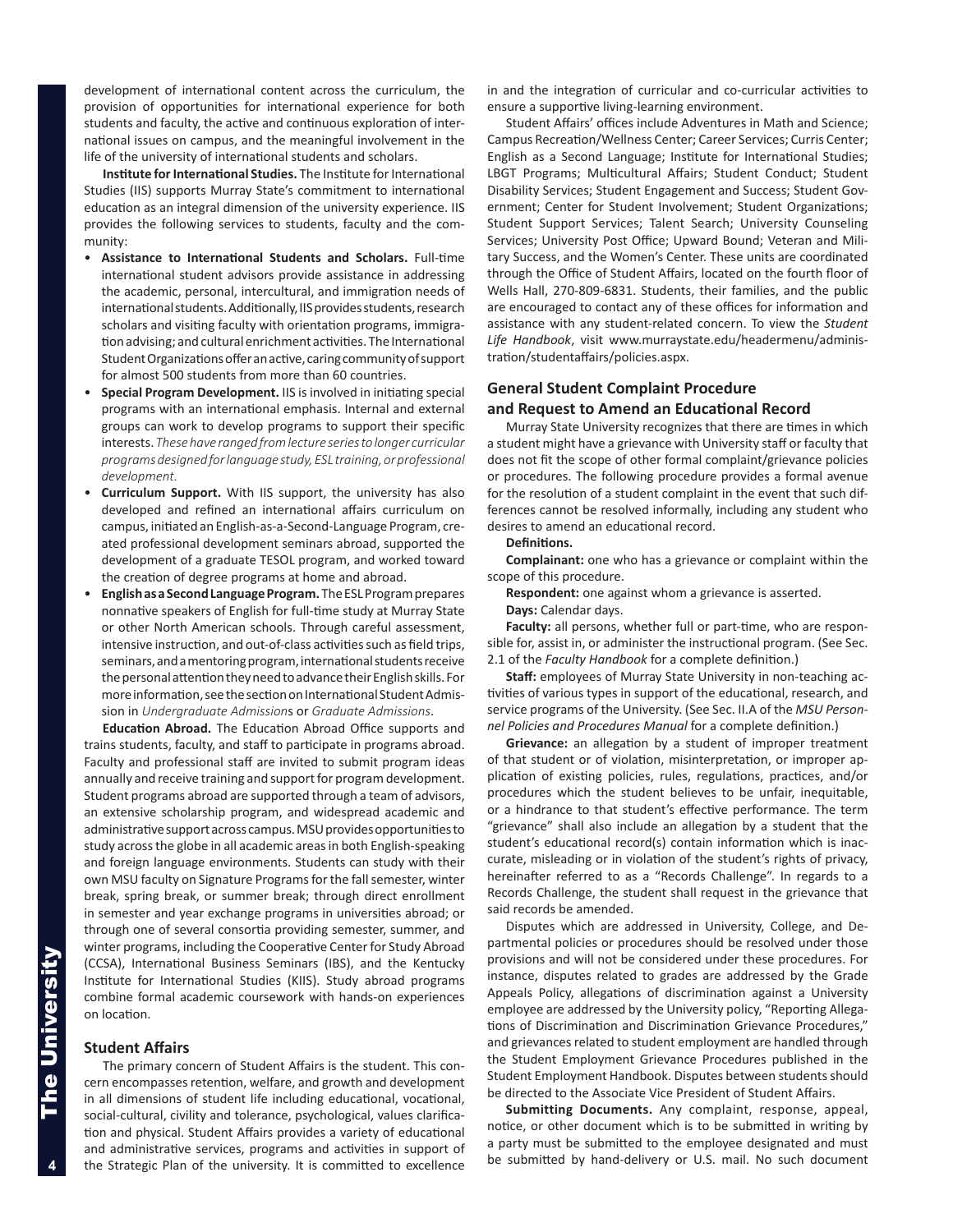development of international content across the curriculum, the provision of opportunities for international experience for both students and faculty, the active and continuous exploration of international issues on campus, and the meaningful involvement in the life of the university of international students and scholars.

**Institute for International Studies.** The Institute for International Studies (IIS) supports Murray State's commitment to international education as an integral dimension of the university experience. IIS provides the following services to students, faculty and the community:

- **Assistance to International Students and Scholars.** Full-time international student advisors provide assistance in addressing the academic, personal, intercultural, and immigration needs of international students. Additionally, IIS provides students, research scholars and visiting faculty with orientation programs, immigration advising; and cultural enrichment activities. The International Student Organizations offer an active, caring community of support for almost 500 students from more than 60 countries.
- **Special Program Development.** IIS is involved in initiating special programs with an international emphasis. Internal and external groups can work to develop programs to support their specific interests. *These have ranged from lecture series to longer curricular programs designed for language study, ESL training, or professional development.*
- **Curriculum Support.** With IIS support, the university has also developed and refined an international affairs curriculum on campus, initiated an English-as-a-Second-Language Program, created professional development seminars abroad, supported the development of a graduate TESOL program, and worked toward the creation of degree programs at home and abroad.
- **English as a Second Language Program.** The ESL Program prepares nonnative speakers of English for full-time study at Murray State or other North American schools. Through careful assessment, intensive instruction, and out-of-class activities such as field trips, seminars, and a mentoring program, international students receive the personal attention they need to advance their English skills. For more information, see the section on International Student Admission in *Undergraduate Admissions* or *Graduate Admissions*.

**Education Abroad.** The Education Abroad Office supports and trains students, faculty, and staff to participate in programs abroad. Faculty and professional staff are invited to submit program ideas annually and receive training and support for program development. Student programs abroad are supported through a team of advisors, an extensive scholarship program, and widespread academic and administrative support across campus. MSU provides opportunities to study across the globe in all academic areas in both English-speaking and foreign language environments. Students can study with their own MSU faculty on Signature Programs for the fall semester, winter break, spring break, or summer break; through direct enrollment in semester and year exchange programs in universities abroad; or through one of several consortia providing semester, summer, and winter programs, including the Cooperative Center for Study Abroad (CCSA), International Business Seminars (IBS), and the Kentucky Institute for International Studies (KIIS). Study abroad programs combine formal academic coursework with hands-on experiences on location.

## Student Affairs

The primary concern of Student Affairs is the student. This concern encompasses retention, welfare, and growth and development in all dimensions of student life including educational, vocational, social-cultural, civility and tolerance, psychological, values clarification and physical. Student Affairs provides a variety of educational and administrative services, programs and activities in support of the Strategic Plan of the university. It is committed to excellence in and the integration of curricular and co-curricular activities to ensure a supportive living-learning environment.

Student Affairs' offices include Adventures in Math and Science; Campus Recreation/Wellness Center; Career Services; Curris Center; English as a Second Language; Institute for International Studies; LBGT Programs; Multicultural Affairs; Student Conduct; Student Disability Services; Student Engagement and Success; Student Government; Center for Student Involvement; Student Organizations; Student Support Services; Talent Search; University Counseling Services; University Post Office; Upward Bound; Veteran and Military Success, and the Women's Center. These units are coordinated through the Office of Student Affairs, located on the fourth floor of Wells Hall, 270-809-6831. Students, their families, and the public are encouraged to contact any of these offices for information and assistance with any student-related concern. To view the *Student Life Handbook*, visit www.murraystate.edu/headermenu/administration/studentaffairs/policies.aspx.

## General Student Complaint Procedure and Request to Amend an Educational Record

Murray State University recognizes that there are times in which a student might have a grievance with University staff or faculty that does not fit the scope of other formal complaint/grievance policies or procedures. The following procedure provides a formal avenue for the resolution of a student complaint in the event that such differences cannot be resolved informally, including any student who desires to amend an educational record.

**Definitions.**

**Complainant:** one who has a grievance or complaint within the scope of this procedure.

**Respondent:** one against whom a grievance is asserted.

**Days:** Calendar days.

**Faculty:** all persons, whether full or part-time, who are responsible for, assist in, or administer the instructional program. (See Sec. 2.1 of the *Faculty Handbook* for a complete definition.)

**Staff:** employees of Murray State University in non-teaching activities of various types in support of the educational, research, and service programs of the University. (See Sec. II.A of the *MSU Personnel Policies and Procedures Manual* for a complete definition.)

**Grievance:** an allegation by a student of improper treatment of that student or of violation, misinterpretation, or improper application of existing policies, rules, regulations, practices, and/or procedures which the student believes to be unfair, inequitable, or a hindrance to that student's effective performance. The term "grievance" shall also include an allegation by a student that the student's educational record(s) contain information which is inaccurate, misleading or in violation of the student's rights of privacy, hereinafter referred to as a "Records Challenge". In regards to a Records Challenge, the student shall request in the grievance that said records be amended.

Disputes which are addressed in University, College, and Departmental policies or procedures should be resolved under those provisions and will not be considered under these procedures. For instance, disputes related to grades are addressed by the Grade Appeals Policy, allegations of discrimination against a University employee are addressed by the University policy, "Reporting Allegations of Discrimination and Discrimination Grievance Procedures," and grievances related to student employment are handled through the Student Employment Grievance Procedures published in the Student Employment Handbook. Disputes between students should be directed to the Associate Vice President of Student Affairs.

**Submitting Documents.** Any complaint, response, appeal, notice, or other document which is to be submitted in writing by a party must be submitted to the employee designated and must be submitted by hand-delivery or U.S. mail. No such document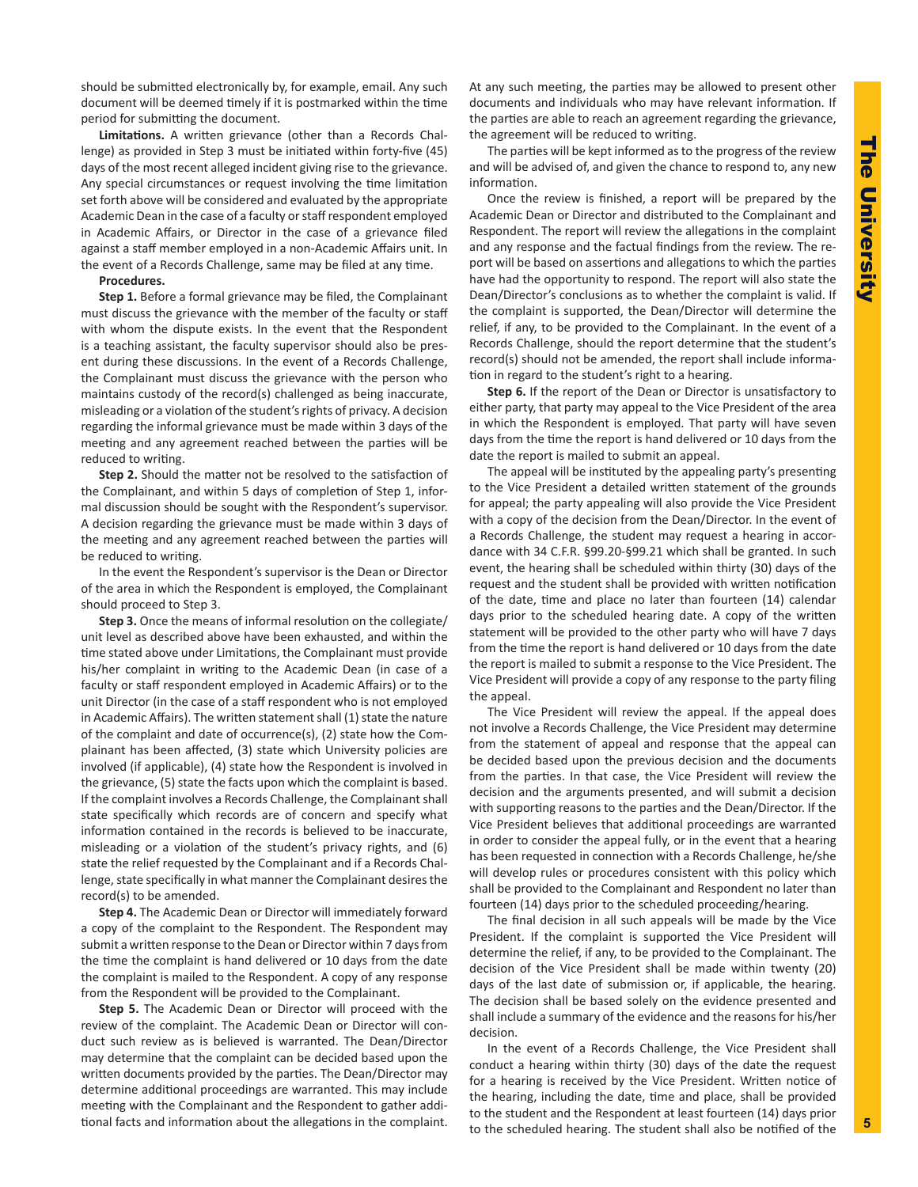should be submitted electronically by, for example, email. Any such document will be deemed timely if it is postmarked within the time period for submitting the document.

**Limitations.** A written grievance (other than a Records Challenge) as provided in Step 3 must be initiated within forty-five (45) days of the most recent alleged incident giving rise to the grievance. Any special circumstances or request involving the time limitation set forth above will be considered and evaluated by the appropriate Academic Dean in the case of a faculty or staff respondent employed in Academic Affairs, or Director in the case of a grievance filed against a staff member employed in a non-Academic Affairs unit. In the event of a Records Challenge, same may be filed at any time.

**Procedures.**

**Step 1.** Before a formal grievance may be filed, the Complainant must discuss the grievance with the member of the faculty or staff with whom the dispute exists. In the event that the Respondent is a teaching assistant, the faculty supervisor should also be present during these discussions. In the event of a Records Challenge, the Complainant must discuss the grievance with the person who maintains custody of the record(s) challenged as being inaccurate, misleading or a violation of the student's rights of privacy. A decision regarding the informal grievance must be made within 3 days of the meeting and any agreement reached between the parties will be reduced to writing.

**Step 2.** Should the matter not be resolved to the satisfaction of the Complainant, and within 5 days of completion of Step 1, informal discussion should be sought with the Respondent's supervisor. A decision regarding the grievance must be made within 3 days of the meeting and any agreement reached between the parties will be reduced to writing.

In the event the Respondent's supervisor is the Dean or Director of the area in which the Respondent is employed, the Complainant should proceed to Step 3.

**Step 3.** Once the means of informal resolution on the collegiate/unit level as described above have been exhausted, and within the time stated above under Limitations, the Complainant must provide his/her complaint in writing to the Academic Dean (in case of a faculty or staff respondent employed in Academic Affairs) or to the unit Director (in the case of a staff respondent who is not employed in Academic Affairs). The written statement shall (1) state the nature of the complaint and date of occurrence(s), (2) state how the Complainant has been affected, (3) state which University policies are involved (if applicable), (4) state how the Respondent is involved in the grievance, (5) state the facts upon which the complaint is based. If the complaint involves a Records Challenge, the Complainant shall state specifically which records are of concern and specify what information contained in the records is believed to be inaccurate, misleading or a violation of the student's privacy rights, and (6) state the relief requested by the Complainant and if a Records Challenge, state specifically in what manner the Complainant desires the record(s) to be amended.

**Step 4.** The Academic Dean or Director will immediately forward a copy of the complaint to the Respondent. The Respondent may submit a written response to the Dean or Director within 7 days from the time the complaint is hand delivered or 10 days from the date the complaint is mailed to the Respondent. A copy of any response from the Respondent will be provided to the Complainant.

**Step 5.** The Academic Dean or Director will proceed with the review of the complaint. The Academic Dean or Director will conduct such review as is believed is warranted. The Dean/Director may determine that the complaint can be decided based upon the written documents provided by the parties. The Dean/Director may determine additional proceedings are warranted. This may include meeting with the Complainant and the Respondent to gather additional facts and information about the allegations in the complaint. At any such meeting, the parties may be allowed to present other documents and individuals who may have relevant information. If the parties are able to reach an agreement regarding the grievance, the agreement will be reduced to writing.

The parties will be kept informed as to the progress of the review and will be advised of, and given the chance to respond to, any new information.

Once the review is finished, a report will be prepared by the Academic Dean or Director and distributed to the Complainant and Respondent. The report will review the allegations in the complaint and any response and the factual findings from the review. The report will be based on assertions and allegations to which the parties have had the opportunity to respond. The report will also state the Dean/Director's conclusions as to whether the complaint is valid. If the complaint is supported, the Dean/Director will determine the relief, if any, to be provided to the Complainant. In the event of a Records Challenge, should the report determine that the student's record(s) should not be amended, the report shall include information in regard to the student's right to a hearing.

**Step 6.** If the report of the Dean or Director is unsatisfactory to either party, that party may appeal to the Vice President of the area in which the Respondent is employed. That party will have seven days from the time the report is hand delivered or 10 days from the date the report is mailed to submit an appeal.

The appeal will be instituted by the appealing party's presenting to the Vice President a detailed written statement of the grounds for appeal; the party appealing will also provide the Vice President with a copy of the decision from the Dean/Director. In the event of a Records Challenge, the student may request a hearing in accordance with 34 C.F.R. §99.20-§99.21 which shall be granted. In such event, the hearing shall be scheduled within thirty (30) days of the request and the student shall be provided with written notification of the date, time and place no later than fourteen (14) calendar days prior to the scheduled hearing date. A copy of the written statement will be provided to the other party who will have 7 days from the time the report is hand delivered or 10 days from the date the report is mailed to submit a response to the Vice President. The Vice President will provide a copy of any response to the party filing the appeal.

The Vice President will review the appeal. If the appeal does not involve a Records Challenge, the Vice President may determine from the statement of appeal and response that the appeal can be decided based upon the previous decision and the documents from the parties. In that case, the Vice President will review the decision and the arguments presented, and will submit a decision with supporting reasons to the parties and the Dean/Director. If the Vice President believes that additional proceedings are warranted in order to consider the appeal fully, or in the event that a hearing has been requested in connection with a Records Challenge, he/she will develop rules or procedures consistent with this policy which shall be provided to the Complainant and Respondent no later than fourteen (14) days prior to the scheduled proceeding/hearing.

The final decision in all such appeals will be made by the Vice President. If the complaint is supported the Vice President will determine the relief, if any, to be provided to the Complainant. The decision of the Vice President shall be made within twenty (20) days of the last date of submission or, if applicable, the hearing. The decision shall be based solely on the evidence presented and shall include a summary of the evidence and the reasons for his/her decision.

In the event of a Records Challenge, the Vice President shall conduct a hearing within thirty (30) days of the date the request for a hearing is received by the Vice President. Written notice of the hearing, including the date, time and place, shall be provided to the student and the Respondent at least fourteen (14) days prior to the scheduled hearing. The student shall also be notified of the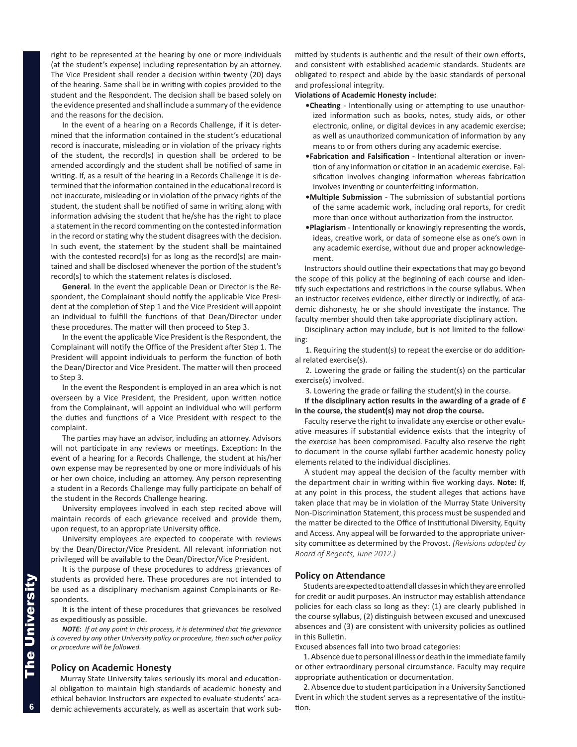right to be represented at the hearing by one or more individuals (at the student's expense) including representation by an attorney. The Vice President shall render a decision within twenty (20) days of the hearing. Same shall be in writing with copies provided to the student and the Respondent. The decision shall be based solely on the evidence presented and shall include a summary of the evidence and the reasons for the decision.

In the event of a hearing on a Records Challenge, if it is determined that the information contained in the student's educational record is inaccurate, misleading or in violation of the privacy rights of the student, the record(s) in question shall be ordered to be amended accordingly and the student shall be notified of same in writing. If, as a result of the hearing in a Records Challenge it is determined that the information contained in the educational record is not inaccurate, misleading or in violation of the privacy rights of the student, the student shall be notified of same in writing along with information advising the student that he/she has the right to place a statement in the record commenting on the contested information in the record or stating why the student disagrees with the decision. In such event, the statement by the student shall be maintained with the contested record(s) for as long as the record(s) are maintained and shall be disclosed whenever the portion of the student's record(s) to which the statement relates is disclosed.

**General**. In the event the applicable Dean or Director is the Respondent, the Complainant should notify the applicable Vice President at the completion of Step 1 and the Vice President will appoint an individual to fulfill the functions of that Dean/Director under these procedures. The matter will then proceed to Step 3.

In the event the applicable Vice President is the Respondent, the Complainant will notify the Office of the President after Step 1. The President will appoint individuals to perform the function of both the Dean/Director and Vice President. The matter will then proceed to Step 3.

In the event the Respondent is employed in an area which is not overseen by a Vice President, the President, upon written notice from the Complainant, will appoint an individual who will perform the duties and functions of a Vice President with respect to the complaint.

The parties may have an advisor, including an attorney. Advisors will not participate in any reviews or meetings. Exception: In the event of a hearing for a Records Challenge, the student at his/her own expense may be represented by one or more individuals of his or her own choice, including an attorney. Any person representing a student in a Records Challenge may fully participate on behalf of the student in the Records Challenge hearing.

University employees involved in each step recited above will maintain records of each grievance received and provide them, upon request, to an appropriate University office.

University employees are expected to cooperate with reviews by the Dean/Director/Vice President. All relevant information not privileged will be available to the Dean/Director/Vice President.

It is the purpose of these procedures to address grievances of students as provided here. These procedures are not intended to be used as a disciplinary mechanism against Complainants or Respondents.

It is the intent of these procedures that grievances be resolved as expeditiously as possible.

***NOTE:*** *If at any point in this process, it is determined that the grievance is covered by any other University policy or procedure, then such other policy or procedure will be followed.*

### Policy on Academic Honesty

Murray State University takes seriously its moral and educational obligation to maintain high standards of academic honesty and ethical behavior. Instructors are expected to evaluate students' academic achievements accurately, as well as ascertain that work submitted by students is authentic and the result of their own efforts, and consistent with established academic standards. Students are obligated to respect and abide by the basic standards of personal and professional integrity.

**Violations of Academic Honesty include:**

- **Cheating** - Intentionally using or attempting to use unauthorized information such as books, notes, study aids, or other electronic, online, or digital devices in any academic exercise; as well as unauthorized communication of information by any means to or from others during any academic exercise.
- **Fabrication and Falsification** - Intentional alteration or invention of any information or citation in an academic exercise. Falsification involves changing information whereas fabrication involves inventing or counterfeiting information.
- **Multiple Submission** - The submission of substantial portions of the same academic work, including oral reports, for credit more than once without authorization from the instructor.
- **Plagiarism** - Intentionally or knowingly representing the words, ideas, creative work, or data of someone else as one's own in any academic exercise, without due and proper acknowledgement.

Instructors should outline their expectations that may go beyond the scope of this policy at the beginning of each course and identify such expectations and restrictions in the course syllabus. When an instructor receives evidence, either directly or indirectly, of academic dishonesty, he or she should investigate the instance. The faculty member should then take appropriate disciplinary action.

Disciplinary action may include, but is not limited to the following:

1. Requiring the student(s) to repeat the exercise or do additional related exercise(s).
2. Lowering the grade or failing the student(s) on the particular exercise(s) involved.
3. Lowering the grade or failing the student(s) in the course.

**If the disciplinary action results in the awarding of a grade of *E* in the course, the student(s) may not drop the course.**

Faculty reserve the right to invalidate any exercise or other evaluative measures if substantial evidence exists that the integrity of the exercise has been compromised. Faculty also reserve the right to document in the course syllabi further academic honesty policy elements related to the individual disciplines.

A student may appeal the decision of the faculty member with the department chair in writing within five working days. **Note:** If, at any point in this process, the student alleges that actions have taken place that may be in violation of the Murray State University Non-Discrimination Statement, this process must be suspended and the matter be directed to the Office of Institutional Diversity, Equity and Access. Any appeal will be forwarded to the appropriate university committee as determined by the Provost. *(Revisions adopted by Board of Regents, June 2012.)*

### Policy on Attendance

Students are expected to attend all classes in which they are enrolled for credit or audit purposes. An instructor may establish attendance policies for each class so long as they: (1) are clearly published in the course syllabus, (2) distinguish between excused and unexcused absences and (3) are consistent with university policies as outlined in this Bulletin.

Excused absences fall into two broad categories:

1. Absence due to personal illness or death in the immediate family or other extraordinary personal circumstance. Faculty may require appropriate authentication or documentation.
2. Absence due to student participation in a University Sanctioned Event in which the student serves as a representative of the institution.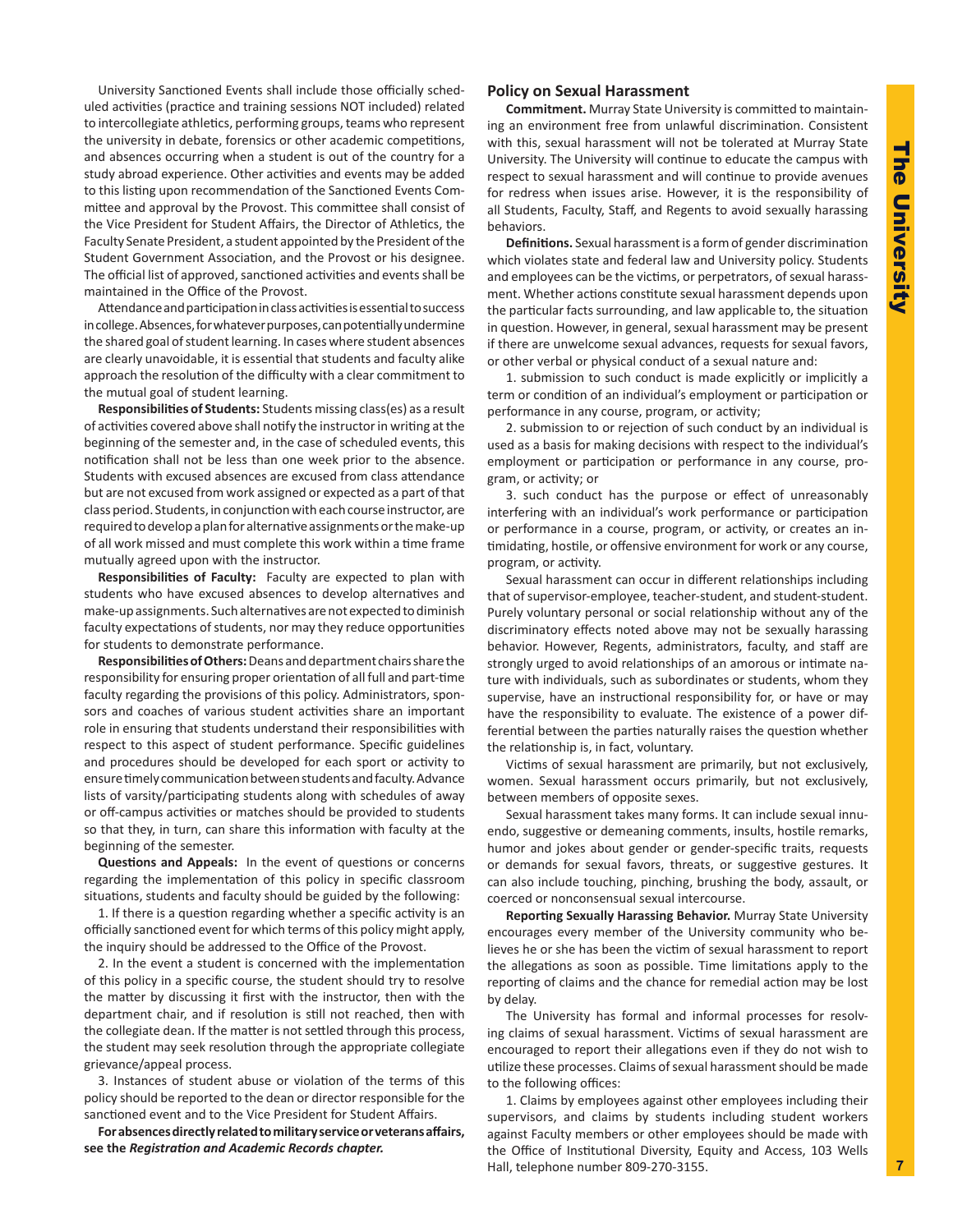University Sanctioned Events shall include those officially scheduled activities (practice and training sessions NOT included) related to intercollegiate athletics, performing groups, teams who represent the university in debate, forensics or other academic competitions, and absences occurring when a student is out of the country for a study abroad experience. Other activities and events may be added to this listing upon recommendation of the Sanctioned Events Committee and approval by the Provost. This committee shall consist of the Vice President for Student Affairs, the Director of Athletics, the Faculty Senate President, a student appointed by the President of the Student Government Association, and the Provost or his designee. The official list of approved, sanctioned activities and events shall be maintained in the Office of the Provost.

Attendance and participation in class activities is essential to success in college. Absences, for whatever purposes, can potentially undermine the shared goal of student learning. In cases where student absences are clearly unavoidable, it is essential that students and faculty alike approach the resolution of the difficulty with a clear commitment to the mutual goal of student learning.

**Responsibilities of Students:** Students missing class(es) as a result of activities covered above shall notify the instructor in writing at the beginning of the semester and, in the case of scheduled events, this notification shall not be less than one week prior to the absence. Students with excused absences are excused from class attendance but are not excused from work assigned or expected as a part of that class period. Students, in conjunction with each course instructor, are required to develop a plan for alternative assignments or the make-up of all work missed and must complete this work within a time frame mutually agreed upon with the instructor.

**Responsibilities of Faculty:** Faculty are expected to plan with students who have excused absences to develop alternatives and make-up assignments. Such alternatives are not expected to diminish faculty expectations of students, nor may they reduce opportunities for students to demonstrate performance.

**Responsibilities of Others:** Deans and department chairs share the responsibility for ensuring proper orientation of all full and part-time faculty regarding the provisions of this policy. Administrators, sponsors and coaches of various student activities share an important role in ensuring that students understand their responsibilities with respect to this aspect of student performance. Specific guidelines and procedures should be developed for each sport or activity to ensure timely communication between students and faculty. Advance lists of varsity/participating students along with schedules of away or off-campus activities or matches should be provided to students so that they, in turn, can share this information with faculty at the beginning of the semester.

**Questions and Appeals:** In the event of questions or concerns regarding the implementation of this policy in specific classroom situations, students and faculty should be guided by the following:

1. If there is a question regarding whether a specific activity is an officially sanctioned event for which terms of this policy might apply, the inquiry should be addressed to the Office of the Provost.

2. In the event a student is concerned with the implementation of this policy in a specific course, the student should try to resolve the matter by discussing it first with the instructor, then with the department chair, and if resolution is still not reached, then with the collegiate dean. If the matter is not settled through this process, the student may seek resolution through the appropriate collegiate grievance/appeal process.

3. Instances of student abuse or violation of the terms of this policy should be reported to the dean or director responsible for the sanctioned event and to the Vice President for Student Affairs.

**For absences directly related to military service or veterans affairs, see the *Registration and Academic Records chapter.***

## Policy on Sexual Harassment

**Commitment.** Murray State University is committed to maintaining an environment free from unlawful discrimination. Consistent with this, sexual harassment will not be tolerated at Murray State University. The University will continue to educate the campus with respect to sexual harassment and will continue to provide avenues for redress when issues arise. However, it is the responsibility of all Students, Faculty, Staff, and Regents to avoid sexually harassing behaviors.

**Definitions.** Sexual harassment is a form of gender discrimination which violates state and federal law and University policy. Students and employees can be the victims, or perpetrators, of sexual harassment. Whether actions constitute sexual harassment depends upon the particular facts surrounding, and law applicable to, the situation in question. However, in general, sexual harassment may be present if there are unwelcome sexual advances, requests for sexual favors, or other verbal or physical conduct of a sexual nature and:

1. submission to such conduct is made explicitly or implicitly a term or condition of an individual's employment or participation or performance in any course, program, or activity;

2. submission to or rejection of such conduct by an individual is used as a basis for making decisions with respect to the individual's employment or participation or performance in any course, program, or activity; or

3. such conduct has the purpose or effect of unreasonably interfering with an individual's work performance or participation or performance in a course, program, or activity, or creates an intimidating, hostile, or offensive environment for work or any course, program, or activity.

Sexual harassment can occur in different relationships including that of supervisor-employee, teacher-student, and student-student. Purely voluntary personal or social relationship without any of the discriminatory effects noted above may not be sexually harassing behavior. However, Regents, administrators, faculty, and staff are strongly urged to avoid relationships of an amorous or intimate nature with individuals, such as subordinates or students, whom they supervise, have an instructional responsibility for, or have or may have the responsibility to evaluate. The existence of a power differential between the parties naturally raises the question whether the relationship is, in fact, voluntary.

Victims of sexual harassment are primarily, but not exclusively, women. Sexual harassment occurs primarily, but not exclusively, between members of opposite sexes.

Sexual harassment takes many forms. It can include sexual innuendo, suggestive or demeaning comments, insults, hostile remarks, humor and jokes about gender or gender-specific traits, requests or demands for sexual favors, threats, or suggestive gestures. It can also include touching, pinching, brushing the body, assault, or coerced or nonconsensual sexual intercourse.

**Reporting Sexually Harassing Behavior.** Murray State University encourages every member of the University community who believes he or she has been the victim of sexual harassment to report the allegations as soon as possible. Time limitations apply to the reporting of claims and the chance for remedial action may be lost by delay.

The University has formal and informal processes for resolving claims of sexual harassment. Victims of sexual harassment are encouraged to report their allegations even if they do not wish to utilize these processes. Claims of sexual harassment should be made to the following offices:

1. Claims by employees against other employees including their supervisors, and claims by students including student workers against Faculty members or other employees should be made with the Office of Institutional Diversity, Equity and Access, 103 Wells Hall, telephone number 809-270-3155.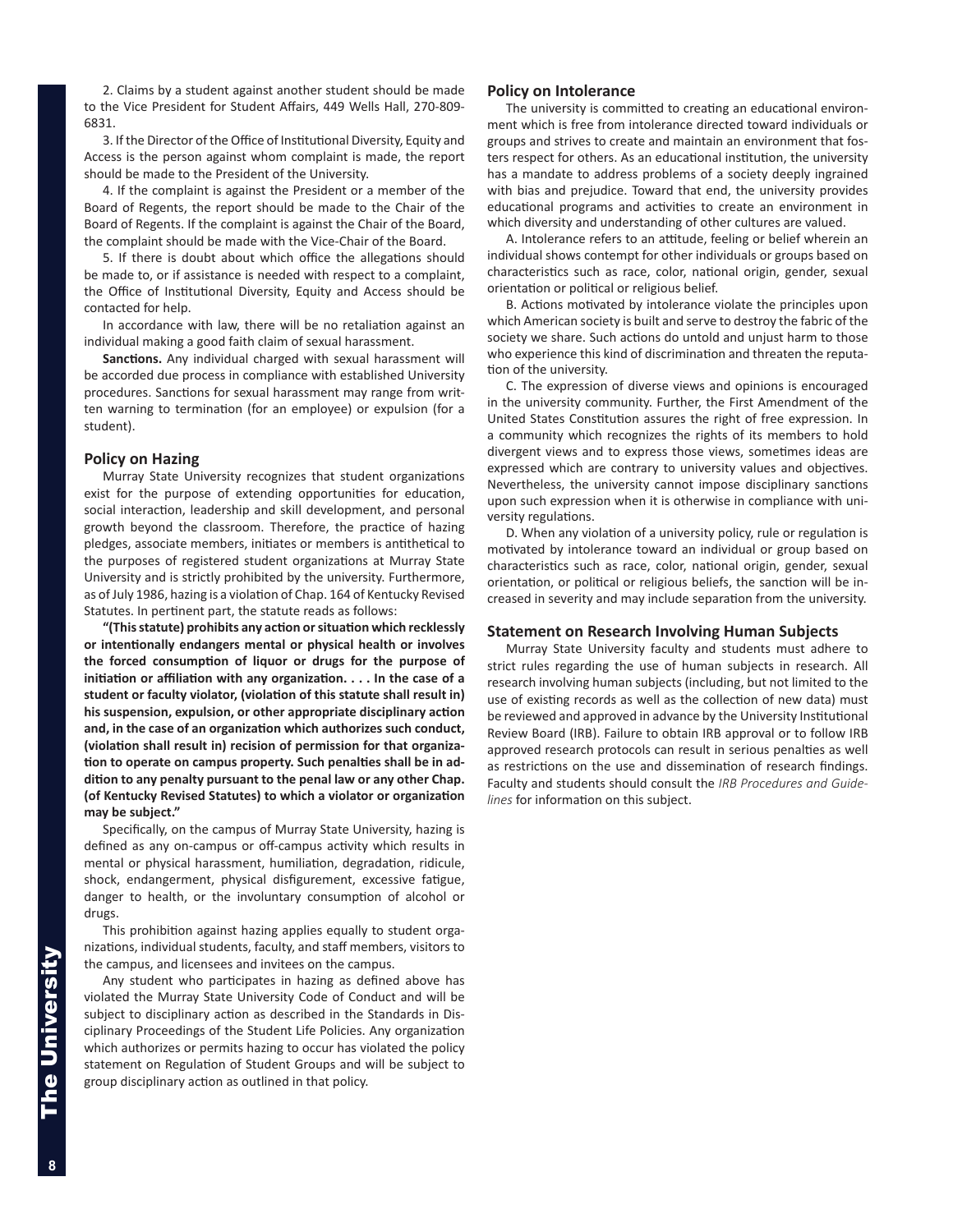2. Claims by a student against another student should be made to the Vice President for Student Affairs, 449 Wells Hall, 270-809-6831.

3. If the Director of the Office of Institutional Diversity, Equity and Access is the person against whom complaint is made, the report should be made to the President of the University.

4. If the complaint is against the President or a member of the Board of Regents, the report should be made to the Chair of the Board of Regents. If the complaint is against the Chair of the Board, the complaint should be made with the Vice-Chair of the Board.

5. If there is doubt about which office the allegations should be made to, or if assistance is needed with respect to a complaint, the Office of Institutional Diversity, Equity and Access should be contacted for help.

In accordance with law, there will be no retaliation against an individual making a good faith claim of sexual harassment.

**Sanctions.** Any individual charged with sexual harassment will be accorded due process in compliance with established University procedures. Sanctions for sexual harassment may range from written warning to termination (for an employee) or expulsion (for a student).

### Policy on Hazing

Murray State University recognizes that student organizations exist for the purpose of extending opportunities for education, social interaction, leadership and skill development, and personal growth beyond the classroom. Therefore, the practice of hazing pledges, associate members, initiates or members is antithetical to the purposes of registered student organizations at Murray State University and is strictly prohibited by the university. Furthermore, as of July 1986, hazing is a violation of Chap. 164 of Kentucky Revised Statutes. In pertinent part, the statute reads as follows:

**"(This statute) prohibits any action or situation which recklessly or intentionally endangers mental or physical health or involves the forced consumption of liquor or drugs for the purpose of initiation or affiliation with any organization. . . . In the case of a student or faculty violator, (violation of this statute shall result in) his suspension, expulsion, or other appropriate disciplinary action and, in the case of an organization which authorizes such conduct, (violation shall result in) recision of permission for that organization to operate on campus property. Such penalties shall be in addition to any penalty pursuant to the penal law or any other Chap. (of Kentucky Revised Statutes) to which a violator or organization may be subject."**

Specifically, on the campus of Murray State University, hazing is defined as any on-campus or off-campus activity which results in mental or physical harassment, humiliation, degradation, ridicule, shock, endangerment, physical disfigurement, excessive fatigue, danger to health, or the involuntary consumption of alcohol or drugs.

This prohibition against hazing applies equally to student organizations, individual students, faculty, and staff members, visitors to the campus, and licensees and invitees on the campus.

Any student who participates in hazing as defined above has violated the Murray State University Code of Conduct and will be subject to disciplinary action as described in the Standards in Disciplinary Proceedings of the Student Life Policies. Any organization which authorizes or permits hazing to occur has violated the policy statement on Regulation of Student Groups and will be subject to group disciplinary action as outlined in that policy.

### Policy on Intolerance

The university is committed to creating an educational environment which is free from intolerance directed toward individuals or groups and strives to create and maintain an environment that fosters respect for others. As an educational institution, the university has a mandate to address problems of a society deeply ingrained with bias and prejudice. Toward that end, the university provides educational programs and activities to create an environment in which diversity and understanding of other cultures are valued.

A. Intolerance refers to an attitude, feeling or belief wherein an individual shows contempt for other individuals or groups based on characteristics such as race, color, national origin, gender, sexual orientation or political or religious belief.

B. Actions motivated by intolerance violate the principles upon which American society is built and serve to destroy the fabric of the society we share. Such actions do untold and unjust harm to those who experience this kind of discrimination and threaten the reputation of the university.

C. The expression of diverse views and opinions is encouraged in the university community. Further, the First Amendment of the United States Constitution assures the right of free expression. In a community which recognizes the rights of its members to hold divergent views and to express those views, sometimes ideas are expressed which are contrary to university values and objectives. Nevertheless, the university cannot impose disciplinary sanctions upon such expression when it is otherwise in compliance with university regulations.

D. When any violation of a university policy, rule or regulation is motivated by intolerance toward an individual or group based on characteristics such as race, color, national origin, gender, sexual orientation, or political or religious beliefs, the sanction will be increased in severity and may include separation from the university.

### Statement on Research Involving Human Subjects

Murray State University faculty and students must adhere to strict rules regarding the use of human subjects in research. All research involving human subjects (including, but not limited to the use of existing records as well as the collection of new data) must be reviewed and approved in advance by the University Institutional Review Board (IRB). Failure to obtain IRB approval or to follow IRB approved research protocols can result in serious penalties as well as restrictions on the use and dissemination of research findings. Faculty and students should consult the *IRB Procedures and Guidelines* for information on this subject.